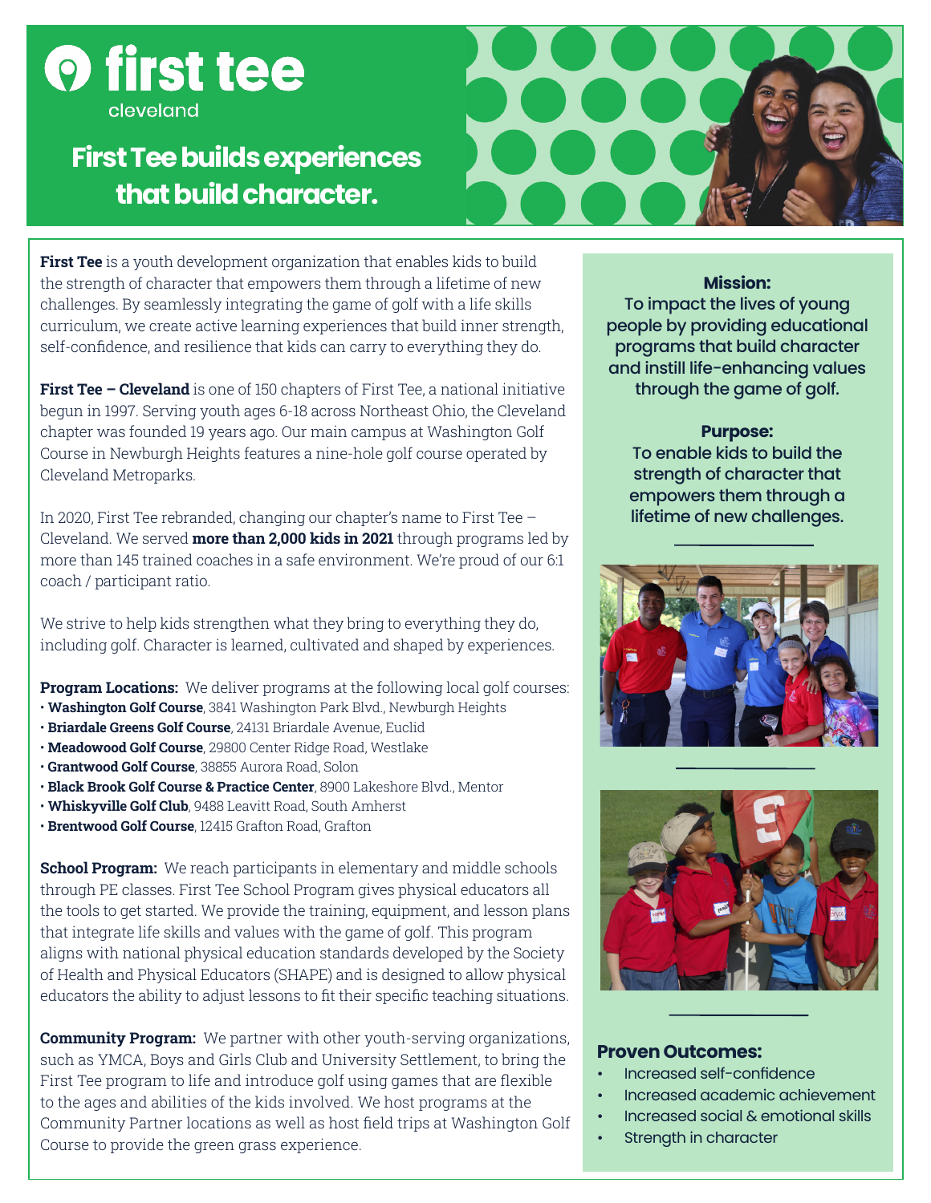# first tee
cleveland

## First Tee builds experiences that build character.

**First Tee** is a youth development organization that enables kids to build the strength of character that empowers them through a lifetime of new challenges. By seamlessly integrating the game of golf with a life skills curriculum, we create active learning experiences that build inner strength, self-confidence, and resilience that kids can carry to everything they do.

**First Tee – Cleveland** is one of 150 chapters of First Tee, a national initiative begun in 1997. Serving youth ages 6-18 across Northeast Ohio, the Cleveland chapter was founded 19 years ago. Our main campus at Washington Golf Course in Newburgh Heights features a nine-hole golf course operated by Cleveland Metroparks.

In 2020, First Tee rebranded, changing our chapter's name to First Tee – Cleveland. We served **more than 2,000 kids in 2021** through programs led by more than 145 trained coaches in a safe environment. We're proud of our 6:1 coach / participant ratio.

We strive to help kids strengthen what they bring to everything they do, including golf. Character is learned, cultivated and shaped by experiences.

**Program Locations:** We deliver programs at the following local golf courses:

- **Washington Golf Course**, 3841 Washington Park Blvd., Newburgh Heights
- **Briardale Greens Golf Course**, 24131 Briardale Avenue, Euclid
- **Meadowood Golf Course**, 29800 Center Ridge Road, Westlake
- **Grantwood Golf Course**, 38855 Aurora Road, Solon
- **Black Brook Golf Course & Practice Center**, 8900 Lakeshore Blvd., Mentor
- **Whiskyville Golf Club**, 9488 Leavitt Road, South Amherst
- **Brentwood Golf Course**, 12415 Grafton Road, Grafton

**School Program:** We reach participants in elementary and middle schools through PE classes. First Tee School Program gives physical educators all the tools to get started. We provide the training, equipment, and lesson plans that integrate life skills and values with the game of golf. This program aligns with national physical education standards developed by the Society of Health and Physical Educators (SHAPE) and is designed to allow physical educators the ability to adjust lessons to fit their specific teaching situations.

**Community Program:** We partner with other youth-serving organizations, such as YMCA, Boys and Girls Club and University Settlement, to bring the First Tee program to life and introduce golf using games that are flexible to the ages and abilities of the kids involved. We host programs at the Community Partner locations as well as host field trips at Washington Golf Course to provide the green grass experience.

**Mission:**
To impact the lives of young people by providing educational programs that build character and instill life-enhancing values through the game of golf.

**Purpose:**
To enable kids to build the strength of character that empowers them through a lifetime of new challenges.

### Proven Outcomes:

- Increased self-confidence
- Increased academic achievement
- Increased social & emotional skills
- Strength in character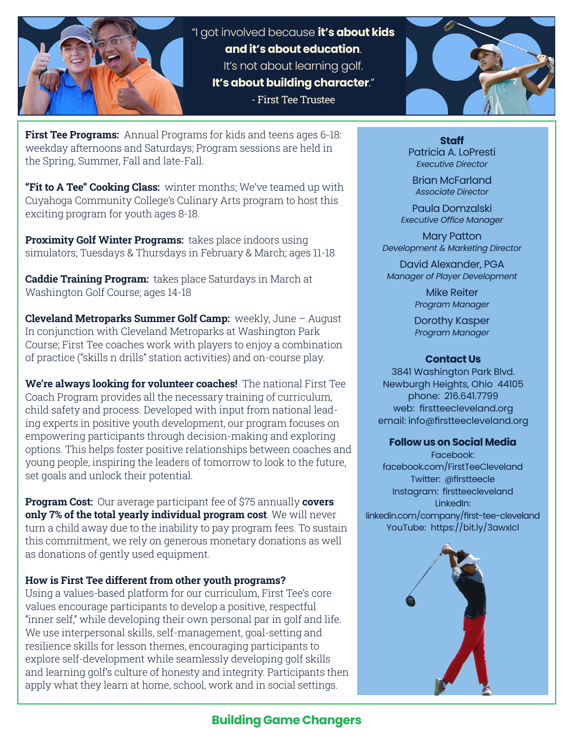"I got involved because **it's about kids and it's about education**. It's not about learning golf. **It's about building character**."
- First Tee Trustee

**First Tee Programs:** Annual Programs for kids and teens ages 6-18: weekday afternoons and Saturdays; Program sessions are held in the Spring, Summer, Fall and late-Fall.

**"Fit to A Tee" Cooking Class:** winter months; We've teamed up with Cuyahoga Community College's Culinary Arts program to host this exciting program for youth ages 8-18.

**Proximity Golf Winter Programs:** takes place indoors using simulators; Tuesdays & Thursdays in February & March; ages 11-18

**Caddie Training Program:** takes place Saturdays in March at Washington Golf Course; ages 14-18

**Cleveland Metroparks Summer Golf Camp:** weekly, June – August In conjunction with Cleveland Metroparks at Washington Park Course; First Tee coaches work with players to enjoy a combination of practice ("skills n drills" station activities) and on-course play.

**We're always looking for volunteer coaches!** The national First Tee Coach Program provides all the necessary training of curriculum, child safety and process. Developed with input from national leading experts in positive youth development, our program focuses on empowering participants through decision-making and exploring options. This helps foster positive relationships between coaches and young people, inspiring the leaders of tomorrow to look to the future, set goals and unlock their potential.

**Program Cost:** Our average participant fee of $75 annually **covers only 7% of the total yearly individual program cost**. We will never turn a child away due to the inability to pay program fees. To sustain this commitment, we rely on generous monetary donations as well as donations of gently used equipment.

**How is First Tee different from other youth programs?**
Using a values-based platform for our curriculum, First Tee's core values encourage participants to develop a positive, respectful "inner self," while developing their own personal par in golf and life. We use interpersonal skills, self-management, goal-setting and resilience skills for lesson themes, encouraging participants to explore self-development while seamlessly developing golf skills and learning golf's culture of honesty and integrity. Participants then apply what they learn at home, school, work and in social settings.

**Staff**

Patricia A. LoPresti
*Executive Director*

Brian McFarland
*Associate Director*

Paula Domzalski
*Executive Office Manager*

Mary Patton
*Development & Marketing Director*

David Alexander, PGA
*Manager of Player Development*

Mike Reiter
*Program Manager*

Dorothy Kasper
*Program Manager*

**Contact Us**

3841 Washington Park Blvd.
Newburgh Heights, Ohio 44105
phone: 216.641.7799
web: firstteecleveland.org
email: info@firstteecleveland.org

**Follow us on Social Media**

Facebook: facebook.com/FirstTeeCleveland
Twitter: @firstteecle
Instagram: firstteecleveland
LinkedIn: linkedin.com/company/first-tee-cleveland
YouTube: https://bit.ly/3awxIcI

**Building Game Changers**